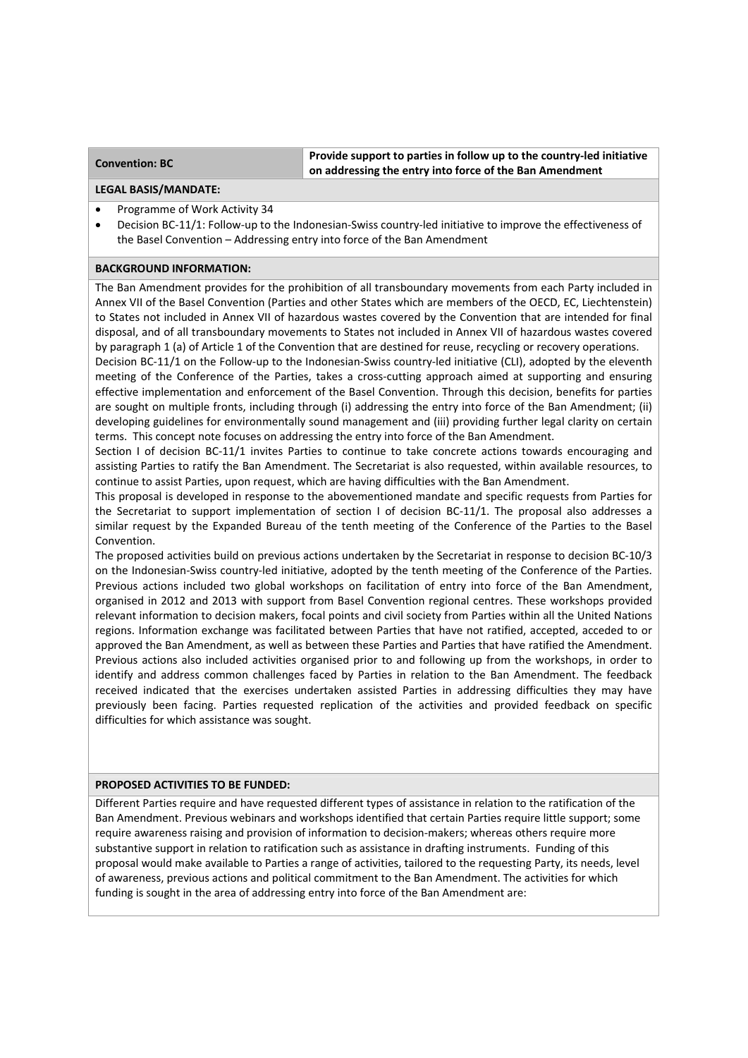| Convention: BC | Provide support to parties in follow up to the country-led initiative on addressing the entry into force of the Ban Amendment |
| --- | --- |

**LEGAL BASIS/MANDATE:**

- Programme of Work Activity 34
- Decision BC-11/1: Follow-up to the Indonesian-Swiss country-led initiative to improve the effectiveness of the Basel Convention – Addressing entry into force of the Ban Amendment

**BACKGROUND INFORMATION:**

The Ban Amendment provides for the prohibition of all transboundary movements from each Party included in Annex VII of the Basel Convention (Parties and other States which are members of the OECD, EC, Liechtenstein) to States not included in Annex VII of hazardous wastes covered by the Convention that are intended for final disposal, and of all transboundary movements to States not included in Annex VII of hazardous wastes covered by paragraph 1 (a) of Article 1 of the Convention that are destined for reuse, recycling or recovery operations.

Decision BC-11/1 on the Follow-up to the Indonesian-Swiss country-led initiative (CLI), adopted by the eleventh meeting of the Conference of the Parties, takes a cross-cutting approach aimed at supporting and ensuring effective implementation and enforcement of the Basel Convention. Through this decision, benefits for parties are sought on multiple fronts, including through (i) addressing the entry into force of the Ban Amendment; (ii) developing guidelines for environmentally sound management and (iii) providing further legal clarity on certain terms. This concept note focuses on addressing the entry into force of the Ban Amendment.

Section I of decision BC-11/1 invites Parties to continue to take concrete actions towards encouraging and assisting Parties to ratify the Ban Amendment. The Secretariat is also requested, within available resources, to continue to assist Parties, upon request, which are having difficulties with the Ban Amendment.

This proposal is developed in response to the abovementioned mandate and specific requests from Parties for the Secretariat to support implementation of section I of decision BC-11/1. The proposal also addresses a similar request by the Expanded Bureau of the tenth meeting of the Conference of the Parties to the Basel Convention.

The proposed activities build on previous actions undertaken by the Secretariat in response to decision BC-10/3 on the Indonesian-Swiss country-led initiative, adopted by the tenth meeting of the Conference of the Parties. Previous actions included two global workshops on facilitation of entry into force of the Ban Amendment, organised in 2012 and 2013 with support from Basel Convention regional centres. These workshops provided relevant information to decision makers, focal points and civil society from Parties within all the United Nations regions. Information exchange was facilitated between Parties that have not ratified, accepted, acceded to or approved the Ban Amendment, as well as between these Parties and Parties that have ratified the Amendment. Previous actions also included activities organised prior to and following up from the workshops, in order to identify and address common challenges faced by Parties in relation to the Ban Amendment. The feedback received indicated that the exercises undertaken assisted Parties in addressing difficulties they may have previously been facing. Parties requested replication of the activities and provided feedback on specific difficulties for which assistance was sought.

**PROPOSED ACTIVITIES TO BE FUNDED:**

Different Parties require and have requested different types of assistance in relation to the ratification of the Ban Amendment. Previous webinars and workshops identified that certain Parties require little support; some require awareness raising and provision of information to decision-makers; whereas others require more substantive support in relation to ratification such as assistance in drafting instruments. Funding of this proposal would make available to Parties a range of activities, tailored to the requesting Party, its needs, level of awareness, previous actions and political commitment to the Ban Amendment. The activities for which funding is sought in the area of addressing entry into force of the Ban Amendment are: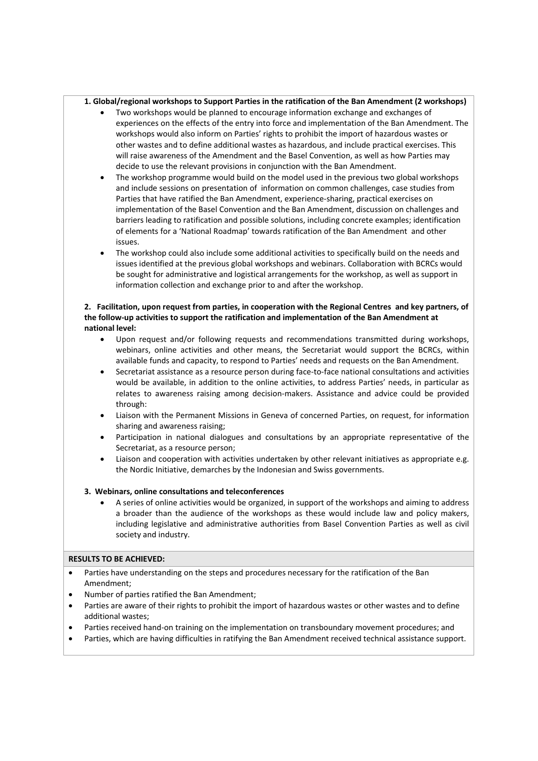**1. Global/regional workshops to Support Parties in the ratification of the Ban Amendment (2 workshops)**

- Two workshops would be planned to encourage information exchange and exchanges of experiences on the effects of the entry into force and implementation of the Ban Amendment. The workshops would also inform on Parties' rights to prohibit the import of hazardous wastes or other wastes and to define additional wastes as hazardous, and include practical exercises. This will raise awareness of the Amendment and the Basel Convention, as well as how Parties may decide to use the relevant provisions in conjunction with the Ban Amendment.
- The workshop programme would build on the model used in the previous two global workshops and include sessions on presentation of information on common challenges, case studies from Parties that have ratified the Ban Amendment, experience-sharing, practical exercises on implementation of the Basel Convention and the Ban Amendment, discussion on challenges and barriers leading to ratification and possible solutions, including concrete examples; identification of elements for a 'National Roadmap' towards ratification of the Ban Amendment and other issues.
- The workshop could also include some additional activities to specifically build on the needs and issues identified at the previous global workshops and webinars. Collaboration with BCRCs would be sought for administrative and logistical arrangements for the workshop, as well as support in information collection and exchange prior to and after the workshop.

**2. Facilitation, upon request from parties, in cooperation with the Regional Centres and key partners, of the follow-up activities to support the ratification and implementation of the Ban Amendment at national level:**

- Upon request and/or following requests and recommendations transmitted during workshops, webinars, online activities and other means, the Secretariat would support the BCRCs, within available funds and capacity, to respond to Parties' needs and requests on the Ban Amendment.
- Secretariat assistance as a resource person during face-to-face national consultations and activities would be available, in addition to the online activities, to address Parties' needs, in particular as relates to awareness raising among decision-makers. Assistance and advice could be provided through:
- Liaison with the Permanent Missions in Geneva of concerned Parties, on request, for information sharing and awareness raising;
- Participation in national dialogues and consultations by an appropriate representative of the Secretariat, as a resource person;
- Liaison and cooperation with activities undertaken by other relevant initiatives as appropriate e.g. the Nordic Initiative, demarches by the Indonesian and Swiss governments.

**3. Webinars, online consultations and teleconferences**

- A series of online activities would be organized, in support of the workshops and aiming to address a broader than the audience of the workshops as these would include law and policy makers, including legislative and administrative authorities from Basel Convention Parties as well as civil society and industry.

**RESULTS TO BE ACHIEVED:**

- Parties have understanding on the steps and procedures necessary for the ratification of the Ban Amendment;
- Number of parties ratified the Ban Amendment;
- Parties are aware of their rights to prohibit the import of hazardous wastes or other wastes and to define additional wastes;
- Parties received hand-on training on the implementation on transboundary movement procedures; and
- Parties, which are having difficulties in ratifying the Ban Amendment received technical assistance support.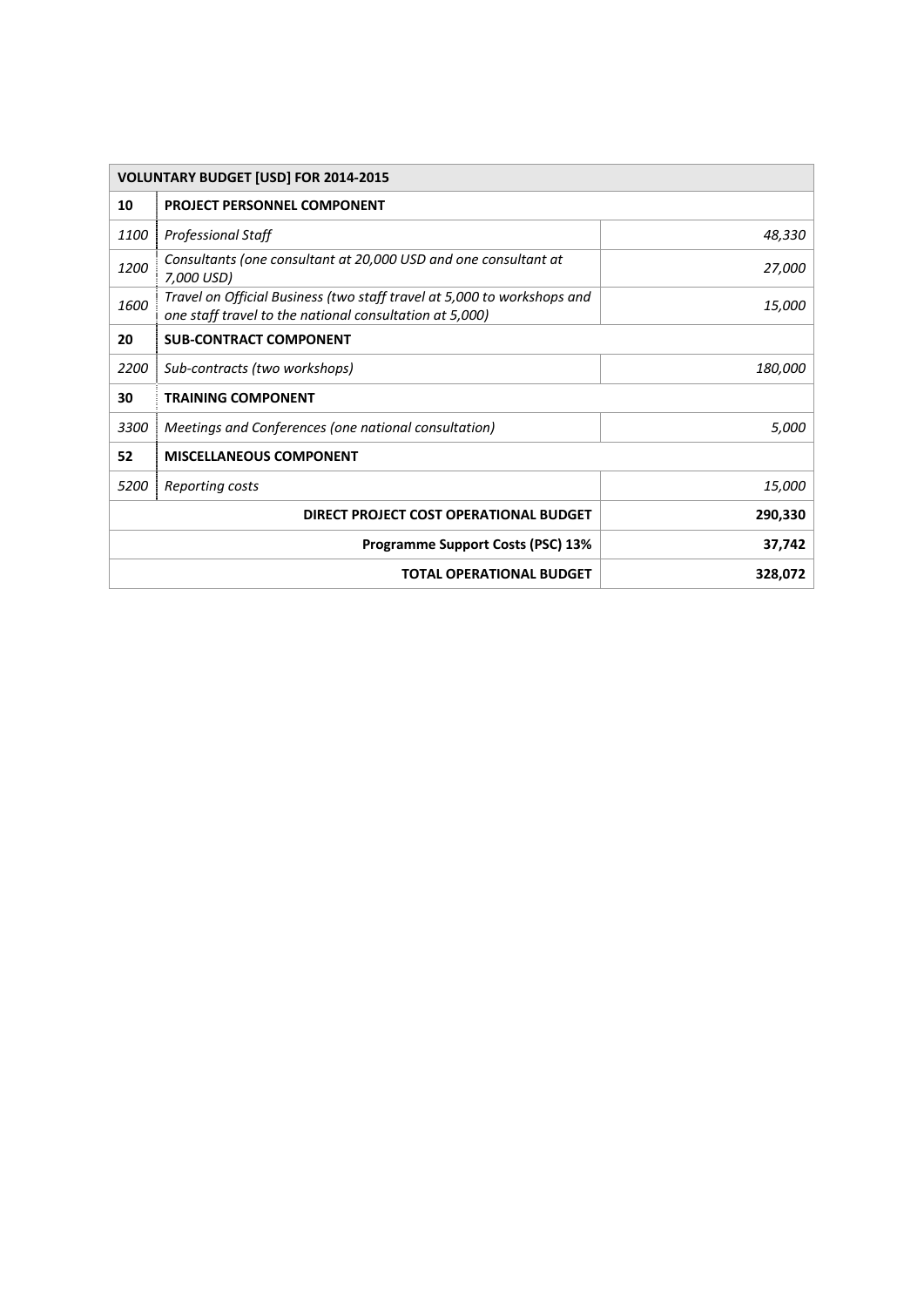| VOLUNTARY BUDGET [USD] FOR 2014-2015 | | |
|---|---|---|
| **10** | **PROJECT PERSONNEL COMPONENT** | |
| *1100* | *Professional Staff* | *48,330* |
| *1200* | *Consultants (one consultant at 20,000 USD and one consultant at 7,000 USD)* | *27,000* |
| *1600* | *Travel on Official Business (two staff travel at 5,000 to workshops and one staff travel to the national consultation at 5,000)* | *15,000* |
| **20** | **SUB-CONTRACT COMPONENT** | |
| *2200* | *Sub-contracts (two workshops)* | *180,000* |
| **30** | **TRAINING COMPONENT** | |
| *3300* | *Meetings and Conferences (one national consultation)* | *5,000* |
| **52** | **MISCELLANEOUS COMPONENT** | |
| *5200* | *Reporting costs* | *15,000* |
| | **DIRECT PROJECT COST OPERATIONAL BUDGET** | **290,330** |
| | **Programme Support Costs (PSC) 13%** | **37,742** |
| | **TOTAL OPERATIONAL BUDGET** | **328,072** |